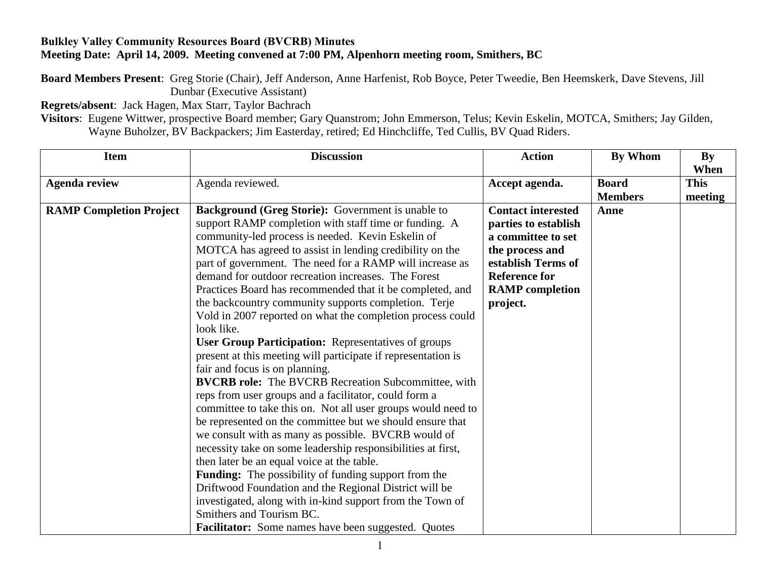**Bulkley Valley Community Resources Board (BVCRB) Minutes**
**Meeting Date: April 14, 2009. Meeting convened at 7:00 PM, Alpenhorn meeting room, Smithers, BC**

**Board Members Present**: Greg Storie (Chair), Jeff Anderson, Anne Harfenist, Rob Boyce, Peter Tweedie, Ben Heemskerk, Dave Stevens, Jill Dunbar (Executive Assistant)
**Regrets/absent**: Jack Hagen, Max Starr, Taylor Bachrach
**Visitors**: Eugene Wittwer, prospective Board member; Gary Quanstrom; John Emmerson, Telus; Kevin Eskelin, MOTCA, Smithers; Jay Gilden, Wayne Buholzer, BV Backpackers; Jim Easterday, retired; Ed Hinchcliffe, Ted Cullis, BV Quad Riders.

| Item | Discussion | Action | By Whom | By When |
|---|---|---|---|---|
| **Agenda review** | Agenda reviewed. | **Accept agenda.** | **Board Members** | **This meeting** |
| **RAMP Completion Project** | **Background (Greg Storie):** Government is unable to support RAMP completion with staff time or funding. A community-led process is needed. Kevin Eskelin of MOTCA has agreed to assist in lending credibility on the part of government. The need for a RAMP will increase as demand for outdoor recreation increases. The Forest Practices Board has recommended that it be completed, and the backcountry community supports completion. Terje Vold in 2007 reported on what the completion process could look like.<br>**User Group Participation:** Representatives of groups present at this meeting will participate if representation is fair and focus is on planning.<br>**BVCRB role:** The BVCRB Recreation Subcommittee, with reps from user groups and a facilitator, could form a committee to take this on. Not all user groups would need to be represented on the committee but we should ensure that we consult with as many as possible. BVCRB would of necessity take on some leadership responsibilities at first, then later be an equal voice at the table.<br>**Funding:** The possibility of funding support from the Driftwood Foundation and the Regional District will be investigated, along with in-kind support from the Town of Smithers and Tourism BC.<br>**Facilitator:** Some names have been suggested. Quotes | **Contact interested parties to establish a committee to set the process and establish Terms of Reference for RAMP completion project.** | **Anne** | |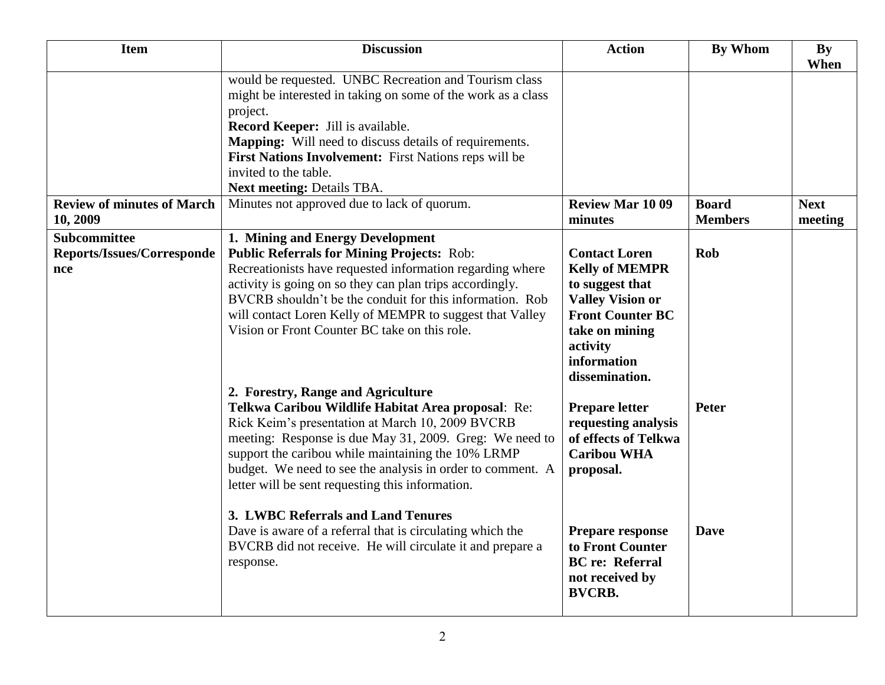| Item | Discussion | Action | By Whom | By When |
|---|---|---|---|---|
| | would be requested. UNBC Recreation and Tourism class might be interested in taking on some of the work as a class project.<br>**Record Keeper:** Jill is available.<br>**Mapping:** Will need to discuss details of requirements.<br>**First Nations Involvement:** First Nations reps will be invited to the table.<br>**Next meeting:** Details TBA. | | | |
| **Review of minutes of March 10, 2009** | Minutes not approved due to lack of quorum. | **Review Mar 10 09 minutes** | **Board Members** | **Next meeting** |
| **Subcommittee Reports/Issues/Correspondence** | **1. Mining and Energy Development**<br>**Public Referrals for Mining Projects:** Rob: Recreationists have requested information regarding where activity is going on so they can plan trips accordingly. BVCRB shouldn't be the conduit for this information. Rob will contact Loren Kelly of MEMPR to suggest that Valley Vision or Front Counter BC take on this role. | **Contact Loren Kelly of MEMPR to suggest that Valley Vision or Front Counter BC take on mining activity information dissemination.** | **Rob** | |
| | **2. Forestry, Range and Agriculture**<br>**Telkwa Caribou Wildlife Habitat Area proposal**: Re: Rick Keim's presentation at March 10, 2009 BVCRB meeting: Response is due May 31, 2009. Greg: We need to support the caribou while maintaining the 10% LRMP budget. We need to see the analysis in order to comment. A letter will be sent requesting this information. | **Prepare letter requesting analysis of effects of Telkwa Caribou WHA proposal.** | **Peter** | |
| | **3. LWBC Referrals and Land Tenures**<br>Dave is aware of a referral that is circulating which the BVCRB did not receive. He will circulate it and prepare a response. | **Prepare response to Front Counter BC re: Referral not received by BVCRB.** | **Dave** | |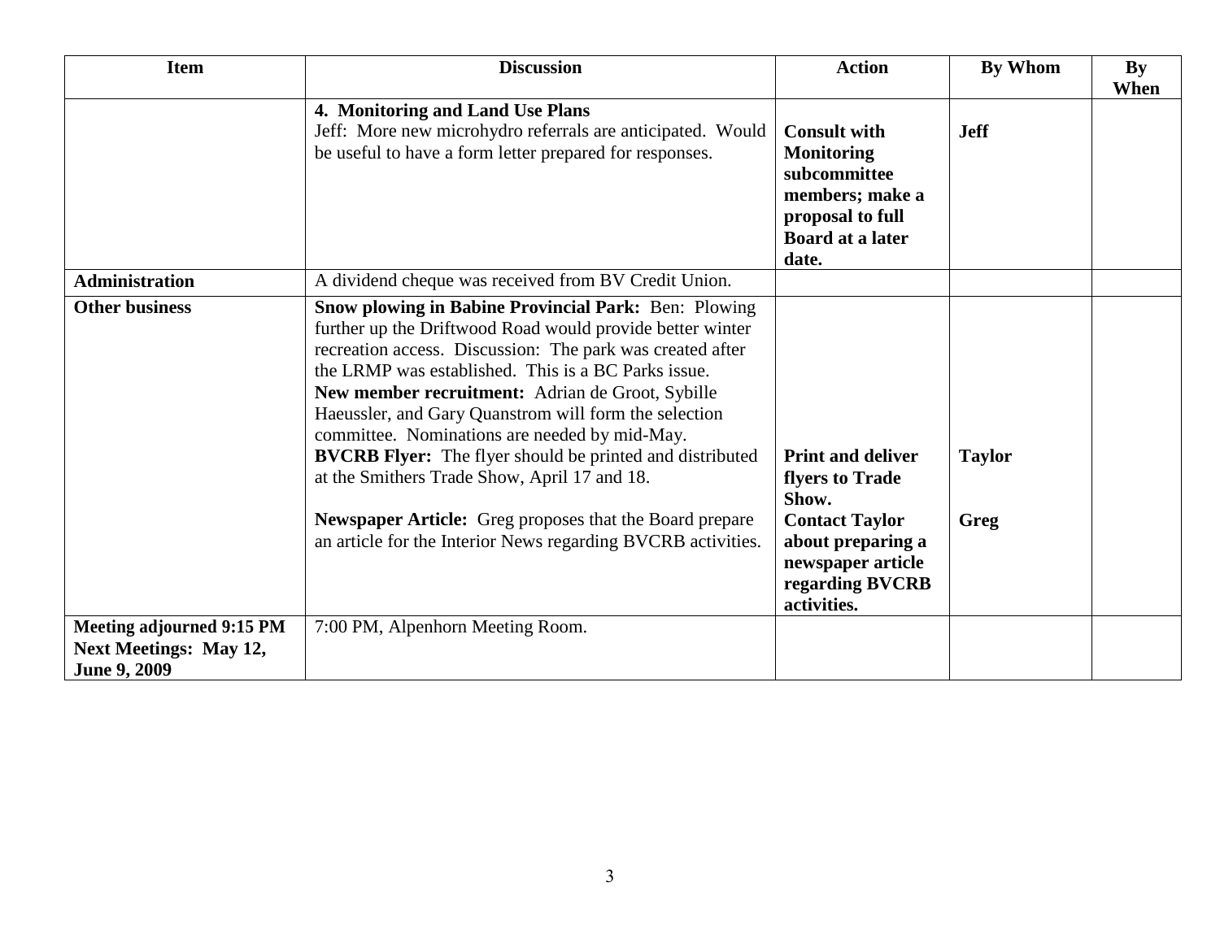| Item | Discussion | Action | By Whom | By When |
|---|---|---|---|---|
| | **4. Monitoring and Land Use Plans**<br>Jeff: More new microhydro referrals are anticipated. Would be useful to have a form letter prepared for responses. | **Consult with Monitoring subcommittee members; make a proposal to full Board at a later date.** | **Jeff** | |
| **Administration** | A dividend cheque was received from BV Credit Union. | | | |
| **Other business** | **Snow plowing in Babine Provincial Park:** Ben: Plowing further up the Driftwood Road would provide better winter recreation access. Discussion: The park was created after the LRMP was established. This is a BC Parks issue.<br>**New member recruitment:** Adrian de Groot, Sybille Haeussler, and Gary Quanstrom will form the selection committee. Nominations are needed by mid-May.<br>**BVCRB Flyer:** The flyer should be printed and distributed at the Smithers Trade Show, April 17 and 18.<br><br>**Newspaper Article:** Greg proposes that the Board prepare an article for the Interior News regarding BVCRB activities. | **Print and deliver flyers to Trade Show.**<br>**Contact Taylor about preparing a newspaper article regarding BVCRB activities.** | **Taylor**<br><br>**Greg** | |
| **Meeting adjourned 9:15 PM**<br>**Next Meetings: May 12, June 9, 2009** | 7:00 PM, Alpenhorn Meeting Room. | | | |